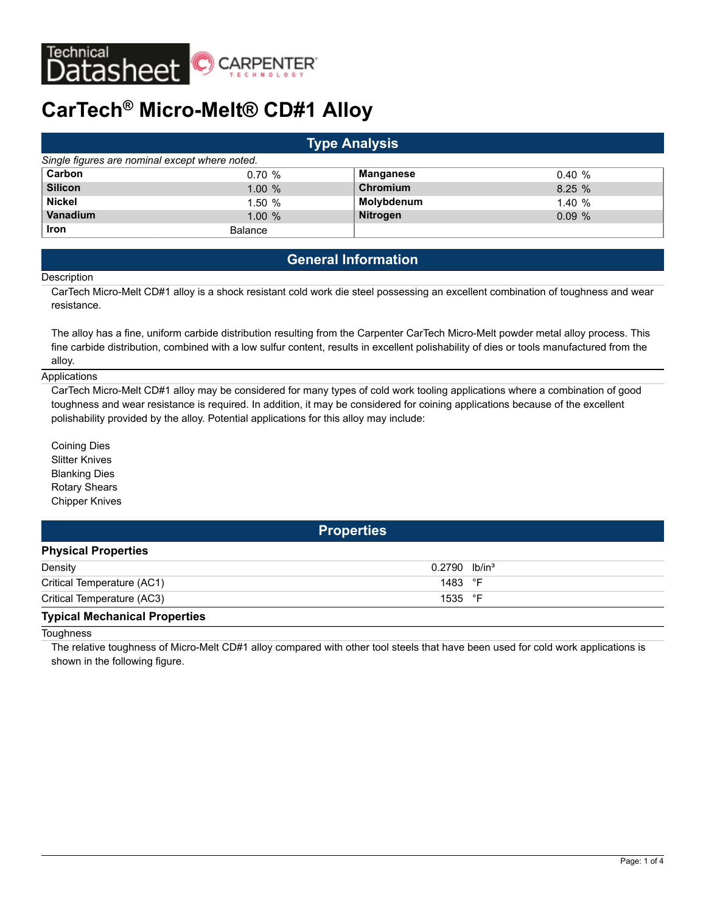# CarTech® Micro-Melt® CD#1 Alloy

## Type Analysis

*Single figures are nominal except where noted.*

| Element | Value | Element | Value |
|---|---|---|---|
| **Carbon** | 0.70 % | **Manganese** | 0.40 % |
| **Silicon** | 1.00 % | **Chromium** | 8.25 % |
| **Nickel** | 1.50 % | **Molybdenum** | 1.40 % |
| **Vanadium** | 1.00 % | **Nitrogen** | 0.09 % |
| **Iron** | Balance | | |

## General Information

### Description

CarTech Micro-Melt CD#1 alloy is a shock resistant cold work die steel possessing an excellent combination of toughness and wear resistance.

The alloy has a fine, uniform carbide distribution resulting from the Carpenter CarTech Micro-Melt powder metal alloy process. This fine carbide distribution, combined with a low sulfur content, results in excellent polishability of dies or tools manufactured from the alloy.

### Applications

CarTech Micro-Melt CD#1 alloy may be considered for many types of cold work tooling applications where a combination of good toughness and wear resistance is required. In addition, it may be considered for coining applications because of the excellent polishability provided by the alloy. Potential applications for this alloy may include:

Coining Dies
Slitter Knives
Blanking Dies
Rotary Shears
Chipper Knives

## Properties

### Physical Properties

| Property | Value | Unit |
|---|---|---|
| Density | 0.2790 | lb/in³ |
| Critical Temperature (AC1) | 1483 | °F |
| Critical Temperature (AC3) | 1535 | °F |

### Typical Mechanical Properties

#### Toughness

The relative toughness of Micro-Melt CD#1 alloy compared with other tool steels that have been used for cold work applications is shown in the following figure.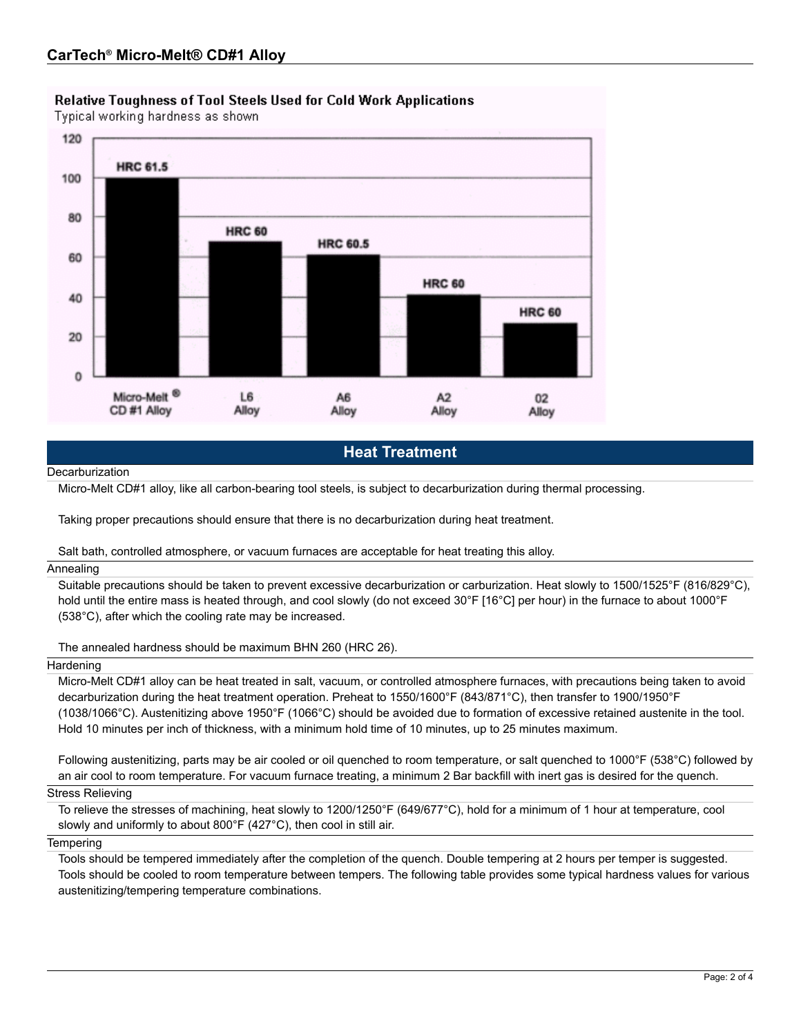**Relative Toughness of Tool Steels Used for Cold Work Applications**

Typical working hardness as shown

| Alloy | Working Hardness |
|---|---|
| Micro-Melt® CD #1 Alloy | HRC 61.5 |
| L6 Alloy | HRC 60 |
| A6 Alloy | HRC 60.5 |
| A2 Alloy | HRC 60 |
| 02 Alloy | HRC 60 |

## Heat Treatment

### Decarburization

Micro-Melt CD#1 alloy, like all carbon-bearing tool steels, is subject to decarburization during thermal processing.

Taking proper precautions should ensure that there is no decarburization during heat treatment.

Salt bath, controlled atmosphere, or vacuum furnaces are acceptable for heat treating this alloy.

### Annealing

Suitable precautions should be taken to prevent excessive decarburization or carburization. Heat slowly to 1500/1525°F (816/829°C), hold until the entire mass is heated through, and cool slowly (do not exceed 30°F [16°C] per hour) in the furnace to about 1000°F (538°C), after which the cooling rate may be increased.

The annealed hardness should be maximum BHN 260 (HRC 26).

### Hardening

Micro-Melt CD#1 alloy can be heat treated in salt, vacuum, or controlled atmosphere furnaces, with precautions being taken to avoid decarburization during the heat treatment operation. Preheat to 1550/1600°F (843/871°C), then transfer to 1900/1950°F (1038/1066°C). Austenitizing above 1950°F (1066°C) should be avoided due to formation of excessive retained austenite in the tool. Hold 10 minutes per inch of thickness, with a minimum hold time of 10 minutes, up to 25 minutes maximum.

Following austenitizing, parts may be air cooled or oil quenched to room temperature, or salt quenched to 1000°F (538°C) followed by an air cool to room temperature. For vacuum furnace treating, a minimum 2 Bar backfill with inert gas is desired for the quench.

### Stress Relieving

To relieve the stresses of machining, heat slowly to 1200/1250°F (649/677°C), hold for a minimum of 1 hour at temperature, cool slowly and uniformly to about 800°F (427°C), then cool in still air.

### Tempering

Tools should be tempered immediately after the completion of the quench. Double tempering at 2 hours per temper is suggested. Tools should be cooled to room temperature between tempers. The following table provides some typical hardness values for various austenitizing/tempering temperature combinations.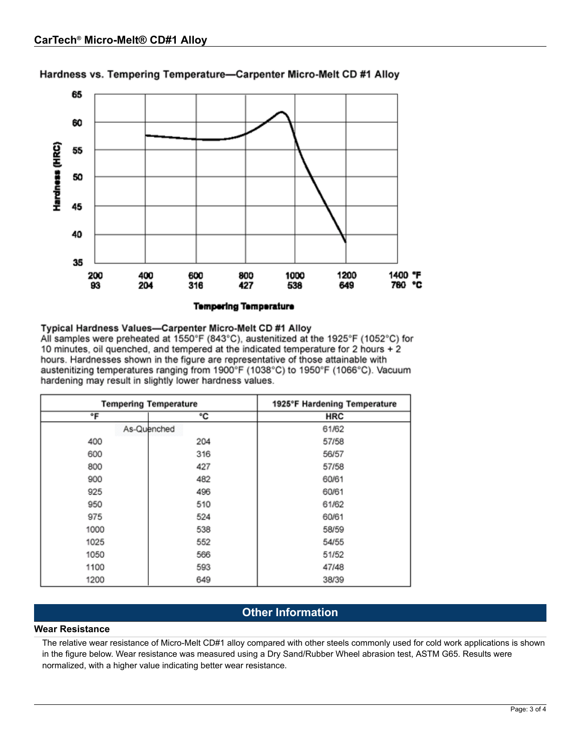Hardness vs. Tempering Temperature—Carpenter Micro-Melt CD #1 Alloy

### Typical Hardness Values—Carpenter Micro-Melt CD #1 Alloy

All samples were preheated at 1550°F (843°C), austenitized at the 1925°F (1052°C) for 10 minutes, oil quenched, and tempered at the indicated temperature for 2 hours + 2 hours. Hardnesses shown in the figure are representative of those attainable with austenitizing temperatures ranging from 1900°F (1038°C) to 1950°F (1066°C). Vacuum hardening may result in slightly lower hardness values.

| Tempering Temperature | | 1925°F Hardening Temperature |
|---|---|---|
| °F | °C | HRC |
| As-Quenched | | 61/62 |
| 400 | 204 | 57/58 |
| 600 | 316 | 56/57 |
| 800 | 427 | 57/58 |
| 900 | 482 | 60/61 |
| 925 | 496 | 60/61 |
| 950 | 510 | 61/62 |
| 975 | 524 | 60/61 |
| 1000 | 538 | 58/59 |
| 1025 | 552 | 54/55 |
| 1050 | 566 | 51/52 |
| 1100 | 593 | 47/48 |
| 1200 | 649 | 38/39 |

## Other Information

### Wear Resistance

The relative wear resistance of Micro-Melt CD#1 alloy compared with other steels commonly used for cold work applications is shown in the figure below. Wear resistance was measured using a Dry Sand/Rubber Wheel abrasion test, ASTM G65. Results were normalized, with a higher value indicating better wear resistance.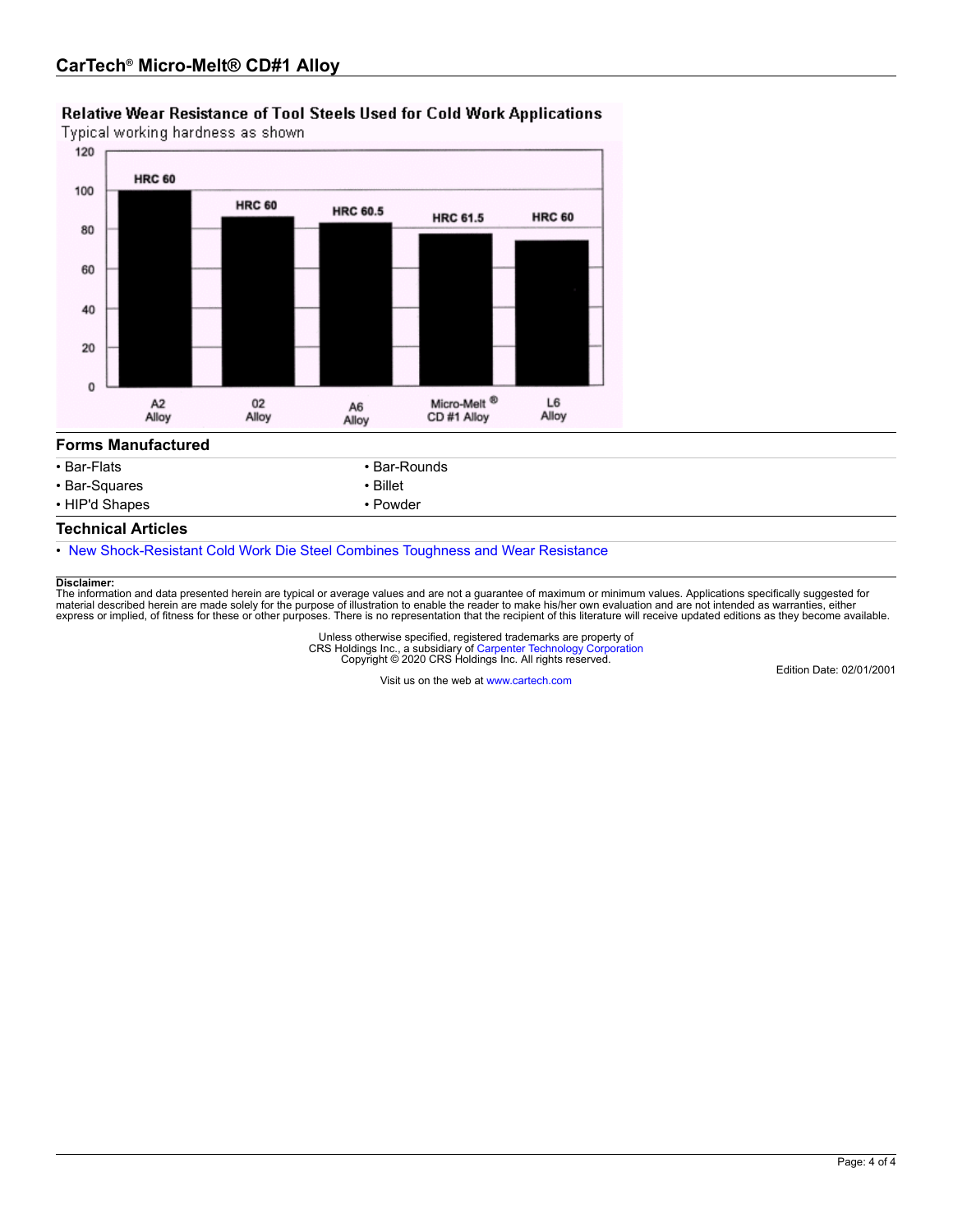## Relative Wear Resistance of Tool Steels Used for Cold Work Applications

Typical working hardness as shown

120
100
80
60
40
20
0

HRC 60
HRC 60
HRC 60.5
HRC 61.5
HRC 60

A2 Alloy
02 Alloy
A6 Alloy
Micro-Melt ® CD #1 Alloy
L6 Alloy

## Forms Manufactured

- Bar-Flats
- Bar-Rounds
- Bar-Squares
- Billet
- HIP'd Shapes
- Powder

## Technical Articles

- New Shock-Resistant Cold Work Die Steel Combines Toughness and Wear Resistance

**Disclaimer:**
The information and data presented herein are typical or average values and are not a guarantee of maximum or minimum values. Applications specifically suggested for material described herein are made solely for the purpose of illustration to enable the reader to make his/her own evaluation and are not intended as warranties, either express or implied, of fitness for these or other purposes. There is no representation that the recipient of this literature will receive updated editions as they become available.

Unless otherwise specified, registered trademarks are property of
CRS Holdings Inc., a subsidiary of Carpenter Technology Corporation
Copyright © 2020 CRS Holdings Inc. All rights reserved.

Edition Date: 02/01/2001

Visit us on the web at www.cartech.com